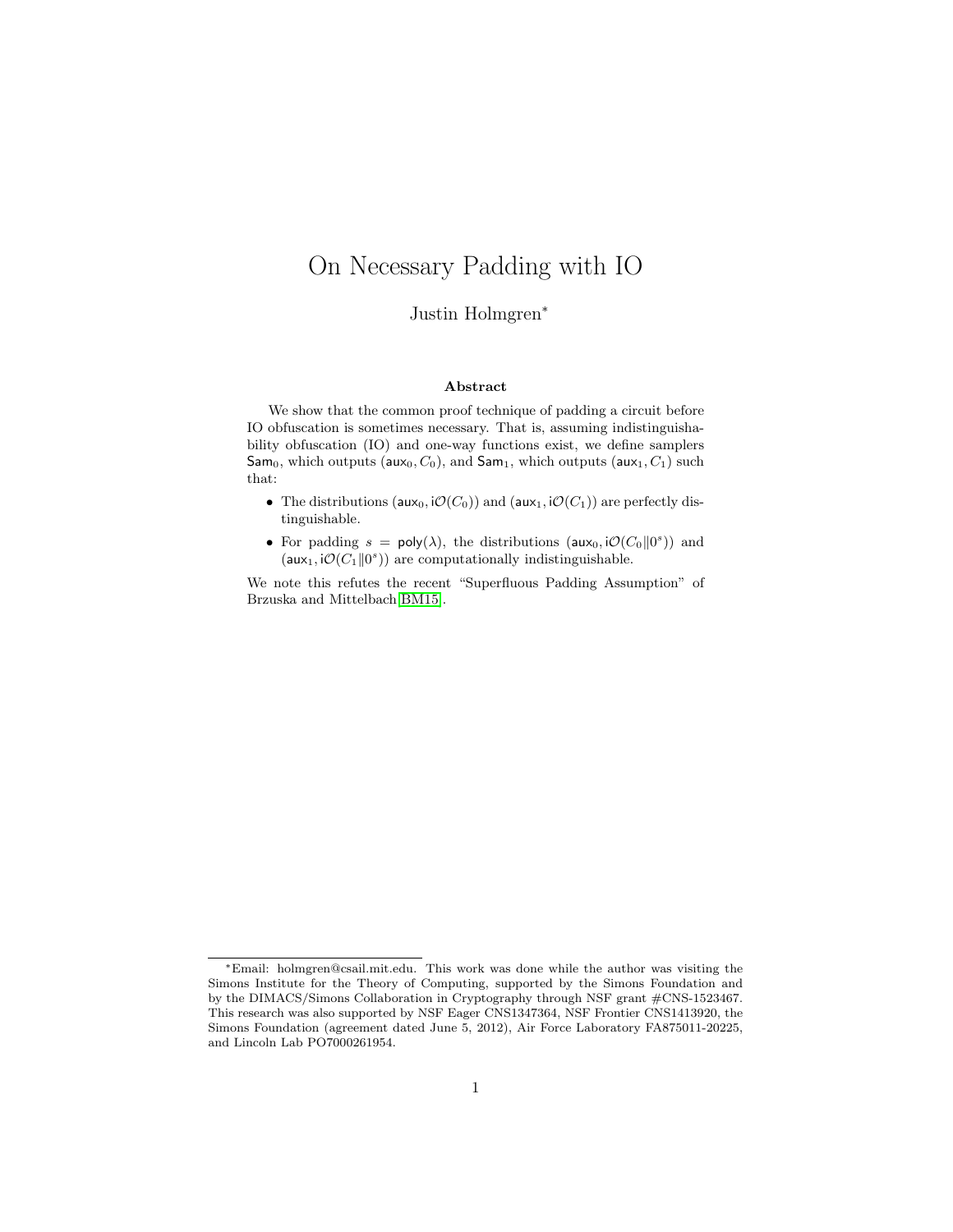# On Necessary Padding with IO

Justin Holmgren*

## Abstract

We show that the common proof technique of padding a circuit before IO obfuscation is sometimes necessary. That is, assuming indistinguishability obfuscation (IO) and one-way functions exist, we define samplers $\mathsf{Sam}_0$, which outputs $(\mathsf{aux}_0, C_0)$, and $\mathsf{Sam}_1$, which outputs $(\mathsf{aux}_1, C_1)$ such that:

- The distributions $(\mathsf{aux}_0, \mathsf{i}\mathcal{O}(C_0))$ and $(\mathsf{aux}_1, \mathsf{i}\mathcal{O}(C_1))$ are perfectly distinguishable.
- For padding $s = \mathsf{poly}(\lambda)$, the distributions $(\mathsf{aux}_0, \mathsf{i}\mathcal{O}(C_0 \| 0^s))$ and $(\mathsf{aux}_1, \mathsf{i}\mathcal{O}(C_1 \| 0^s))$ are computationally indistinguishable.

We note this refutes the recent "Superfluous Padding Assumption" of Brzuska and Mittelbach[BM15].

---

*Email: holmgren@csail.mit.edu. This work was done while the author was visiting the Simons Institute for the Theory of Computing, supported by the Simons Foundation and by the DIMACS/Simons Collaboration in Cryptography through NSF grant #CNS-1523467. This research was also supported by NSF Eager CNS1347364, NSF Frontier CNS1413920, the Simons Foundation (agreement dated June 5, 2012), Air Force Laboratory FA875011-20225, and Lincoln Lab PO7000261954.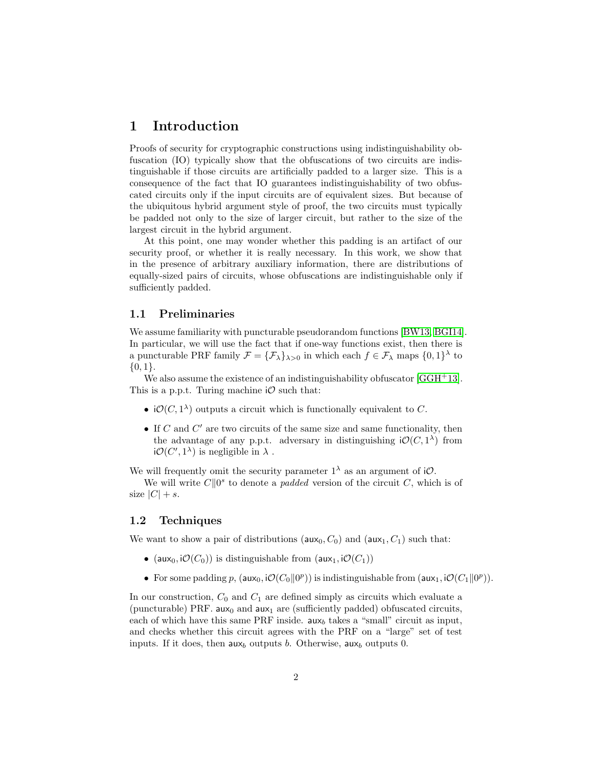# 1 Introduction

Proofs of security for cryptographic constructions using indistinguishability obfuscation (IO) typically show that the obfuscations of two circuits are indistinguishable if those circuits are artificially padded to a larger size. This is a consequence of the fact that IO guarantees indistinguishability of two obfuscated circuits only if the input circuits are of equivalent sizes. But because of the ubiquitous hybrid argument style of proof, the two circuits must typically be padded not only to the size of larger circuit, but rather to the size of the largest circuit in the hybrid argument.

At this point, one may wonder whether this padding is an artifact of our security proof, or whether it is really necessary. In this work, we show that in the presence of arbitrary auxiliary information, there are distributions of equally-sized pairs of circuits, whose obfuscations are indistinguishable only if sufficiently padded.

## 1.1 Preliminaries

We assume familiarity with puncturable pseudorandom functions [BW13, BGI14]. In particular, we will use the fact that if one-way functions exist, then there is a puncturable PRF family $\mathcal{F} = \{\mathcal{F}_\lambda\}_{\lambda>0}$ in which each $f \in \mathcal{F}_\lambda$ maps $\{0,1\}^\lambda$ to $\{0,1\}$.

We also assume the existence of an indistinguishability obfuscator [GGH+13]. This is a p.p.t. Turing machine $\mathsf{i}\mathcal{O}$ such that:

- $\mathsf{i}\mathcal{O}(C, 1^\lambda)$ outputs a circuit which is functionally equivalent to $C$.
- If $C$ and $C'$ are two circuits of the same size and same functionality, then the advantage of any p.p.t. adversary in distinguishing $\mathsf{i}\mathcal{O}(C, 1^\lambda)$ from $\mathsf{i}\mathcal{O}(C', 1^\lambda)$ is negligible in $\lambda$ .

We will frequently omit the security parameter $1^\lambda$ as an argument of $\mathsf{i}\mathcal{O}$.

We will write $C\|0^s$ to denote a *padded* version of the circuit $C$, which is of size $|C| + s$.

## 1.2 Techniques

We want to show a pair of distributions $(\mathsf{aux}_0, C_0)$ and $(\mathsf{aux}_1, C_1)$ such that:

- $(\mathsf{aux}_0, \mathsf{i}\mathcal{O}(C_0))$ is distinguishable from $(\mathsf{aux}_1, \mathsf{i}\mathcal{O}(C_1))$
- For some padding $p$, $(\mathsf{aux}_0, \mathsf{i}\mathcal{O}(C_0\|0^p))$ is indistinguishable from $(\mathsf{aux}_1, \mathsf{i}\mathcal{O}(C_1\|0^p))$.

In our construction, $C_0$ and $C_1$ are defined simply as circuits which evaluate a (puncturable) PRF. $\mathsf{aux}_0$ and $\mathsf{aux}_1$ are (sufficiently padded) obfuscated circuits, each of which have this same PRF inside. $\mathsf{aux}_b$ takes a "small" circuit as input, and checks whether this circuit agrees with the PRF on a "large" set of test inputs. If it does, then $\mathsf{aux}_b$ outputs $b$. Otherwise, $\mathsf{aux}_b$ outputs 0.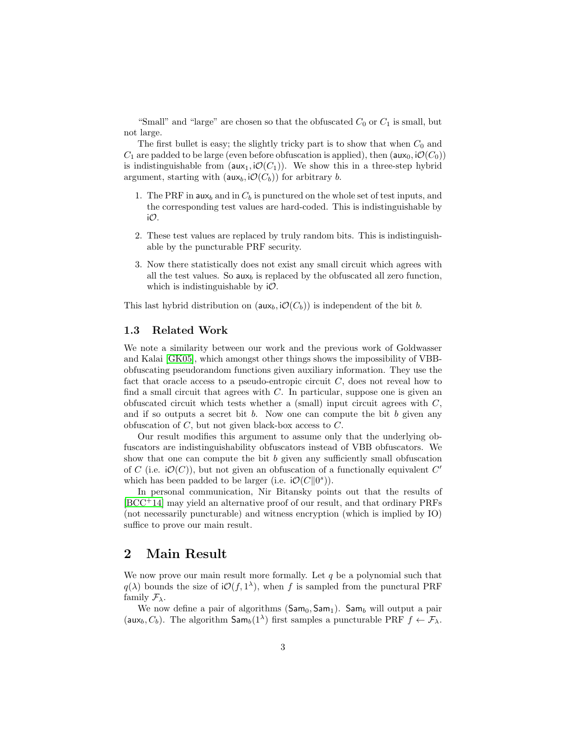"Small" and "large" are chosen so that the obfuscated $C_0$ or $C_1$ is small, but not large.

The first bullet is easy; the slightly tricky part is to show that when $C_0$ and $C_1$ are padded to be large (even before obfuscation is applied), then $(\mathsf{aux}_0, i\mathcal{O}(C_0))$ is indistinguishable from $(\mathsf{aux}_1, i\mathcal{O}(C_1))$. We show this in a three-step hybrid argument, starting with $(\mathsf{aux}_b, i\mathcal{O}(C_b))$ for arbitrary $b$.

1. The PRF in $\mathsf{aux}_b$ and in $C_b$ is punctured on the whole set of test inputs, and the corresponding test values are hard-coded. This is indistinguishable by $i\mathcal{O}$.
2. These test values are replaced by truly random bits. This is indistinguishable by the puncturable PRF security.
3. Now there statistically does not exist any small circuit which agrees with all the test values. So $\mathsf{aux}_b$ is replaced by the obfuscated all zero function, which is indistinguishable by $i\mathcal{O}$.

This last hybrid distribution on $(\mathsf{aux}_b, i\mathcal{O}(C_b))$ is independent of the bit $b$.

### 1.3 Related Work

We note a similarity between our work and the previous work of Goldwasser and Kalai [GK05], which amongst other things shows the impossibility of VBB-obfuscating pseudorandom functions given auxiliary information. They use the fact that oracle access to a pseudo-entropic circuit $C$, does not reveal how to find a small circuit that agrees with $C$. In particular, suppose one is given an obfuscated circuit which tests whether a (small) input circuit agrees with $C$, and if so outputs a secret bit $b$. Now one can compute the bit $b$ given any obfuscation of $C$, but not given black-box access to $C$.

Our result modifies this argument to assume only that the underlying obfuscators are indistinguishability obfuscators instead of VBB obfuscators. We show that one can compute the bit $b$ given any sufficiently small obfuscation of $C$ (i.e. $i\mathcal{O}(C)$), but not given an obfuscation of a functionally equivalent $C'$ which has been padded to be larger (i.e. $i\mathcal{O}(C\|0^s)$).

In personal communication, Nir Bitansky points out that the results of [BCC+14] may yield an alternative proof of our result, and that ordinary PRFs (not necessarily puncturable) and witness encryption (which is implied by IO) suffice to prove our main result.

## 2 Main Result

We now prove our main result more formally. Let $q$ be a polynomial such that $q(\lambda)$ bounds the size of $i\mathcal{O}(f, 1^\lambda)$, when $f$ is sampled from the punctural PRF family $\mathcal{F}_\lambda$.

We now define a pair of algorithms $(\mathsf{Sam}_0, \mathsf{Sam}_1)$. $\mathsf{Sam}_b$ will output a pair $(\mathsf{aux}_b, C_b)$. The algorithm $\mathsf{Sam}_b(1^\lambda)$ first samples a puncturable PRF $f \leftarrow \mathcal{F}_\lambda$.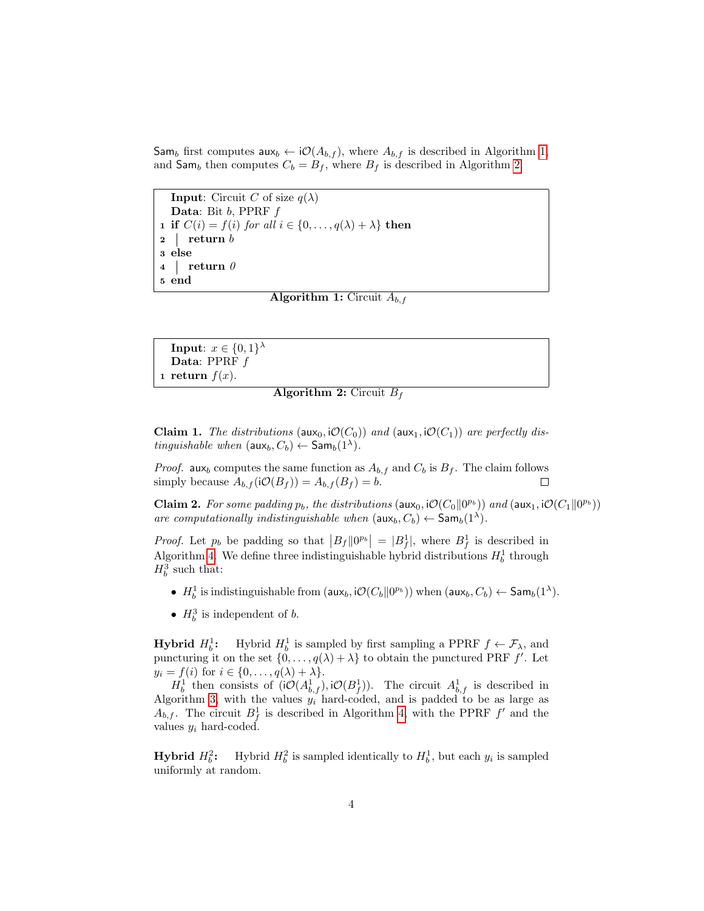$\mathsf{Sam}_b$ first computes $\mathsf{aux}_b \leftarrow \mathsf{i}\mathcal{O}(A_{b,f})$, where $A_{b,f}$ is described in Algorithm 1, and $\mathsf{Sam}_b$ then computes $C_b = B_f$, where $B_f$ is described in Algorithm 2.

```
  Input: Circuit C of size q(λ)
  Data: Bit b, PPRF f
1 if C(i) = f(i) for all i ∈ {0, ..., q(λ) + λ} then
2 |  return b
3 else
4 |  return 0
5 end
```

**Algorithm 1:** Circuit $A_{b,f}$

```
  Input: x ∈ {0,1}^λ
  Data: PPRF f
1 return f(x).
```

**Algorithm 2:** Circuit $B_f$

**Claim 1.** *The distributions* $(\mathsf{aux}_0, \mathsf{i}\mathcal{O}(C_0))$ *and* $(\mathsf{aux}_1, \mathsf{i}\mathcal{O}(C_1))$ *are perfectly distinguishable when* $(\mathsf{aux}_b, C_b) \leftarrow \mathsf{Sam}_b(1^\lambda)$.

*Proof.* $\mathsf{aux}_b$ computes the same function as $A_{b,f}$ and $C_b$ is $B_f$. The claim follows simply because $A_{b,f}(\mathsf{i}\mathcal{O}(B_f)) = A_{b,f}(B_f) = b$. □

**Claim 2.** *For some padding* $p_b$*, the distributions* $(\mathsf{aux}_0, \mathsf{i}\mathcal{O}(C_0\|0^{p_b}))$ *and* $(\mathsf{aux}_1, \mathsf{i}\mathcal{O}(C_1\|0^{p_b}))$ *are computationally indistinguishable when* $(\mathsf{aux}_b, C_b) \leftarrow \mathsf{Sam}_b(1^\lambda)$.

*Proof.* Let $p_b$ be padding so that $\left|B_f\|0^{p_b}\right| = |B_f^1|$, where $B_f^1$ is described in Algorithm 4. We define three indistinguishable hybrid distributions $H_b^1$ through $H_b^3$ such that:

- $H_b^1$ is indistinguishable from $(\mathsf{aux}_b, \mathsf{i}\mathcal{O}(C_b\|0^{p_b}))$ when $(\mathsf{aux}_b, C_b) \leftarrow \mathsf{Sam}_b(1^\lambda)$.
- $H_b^3$ is independent of $b$.

**Hybrid $H_b^1$:** Hybrid $H_b^1$ is sampled by first sampling a PPRF $f \leftarrow \mathcal{F}_\lambda$, and puncturing it on the set $\{0, \dots, q(\lambda) + \lambda\}$ to obtain the punctured PRF $f'$. Let $y_i = f(i)$ for $i \in \{0, \dots, q(\lambda) + \lambda\}$.

$H_b^1$ then consists of $(\mathsf{i}\mathcal{O}(A_{b,f}^1), \mathsf{i}\mathcal{O}(B_f^1))$. The circuit $A_{b,f}^1$ is described in Algorithm 3, with the values $y_i$ hard-coded, and is padded to be as large as $A_{b,f}$. The circuit $B_f^1$ is described in Algorithm 4, with the PPRF $f'$ and the values $y_i$ hard-coded.

**Hybrid $H_b^2$:** Hybrid $H_b^2$ is sampled identically to $H_b^1$, but each $y_i$ is sampled uniformly at random.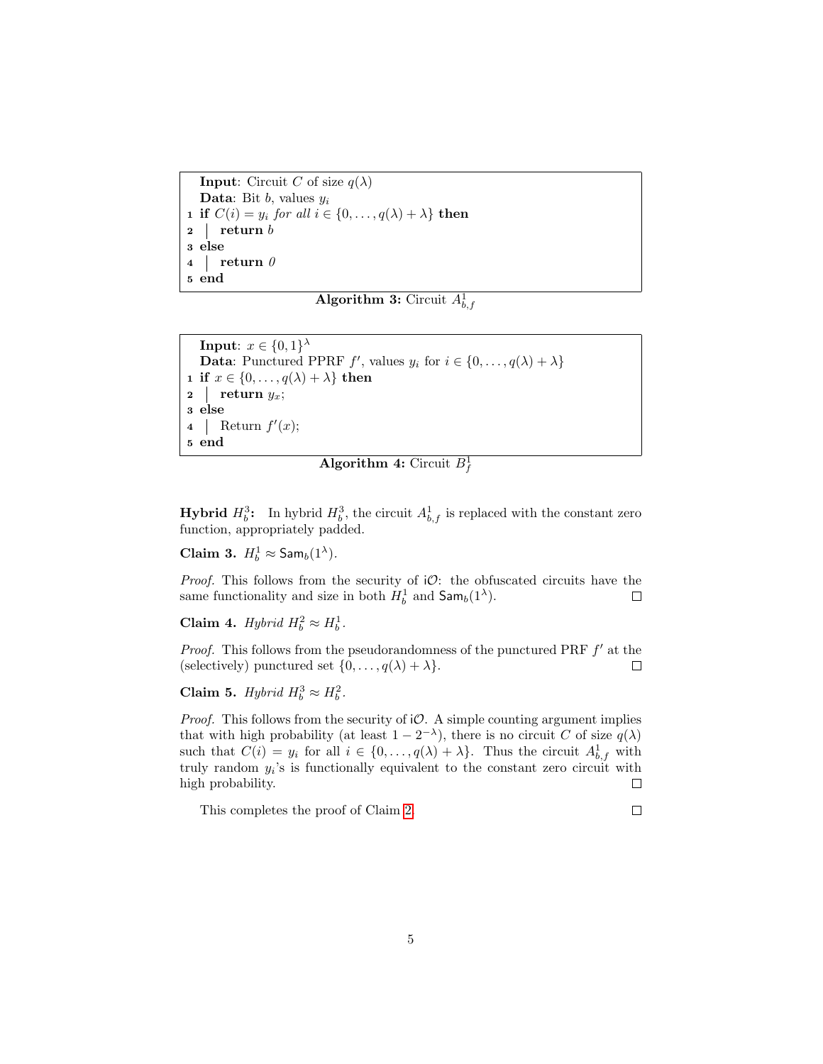```
Input: Circuit C of size q(λ)
Data: Bit b, values y_i
1 if C(i) = y_i for all i ∈ {0, ..., q(λ) + λ} then
2 |  return b
3 else
4 |  return 0
5 end
```

**Algorithm 3:** Circuit $A^1_{b,f}$

```
Input: x ∈ {0,1}^λ
Data: Punctured PPRF f', values y_i for i ∈ {0, ..., q(λ) + λ}
1 if x ∈ {0, ..., q(λ) + λ} then
2 |  return y_x;
3 else
4 |  Return f'(x);
5 end
```

**Algorithm 4:** Circuit $B^1_f$

**Hybrid $H^3_b$:** In hybrid $H^3_b$, the circuit $A^1_{b,f}$ is replaced with the constant zero function, appropriately padded.

**Claim 3.** $H^1_b \approx \mathsf{Sam}_b(1^\lambda)$.

*Proof.* This follows from the security of $\mathsf{i}\mathcal{O}$: the obfuscated circuits have the same functionality and size in both $H^1_b$ and $\mathsf{Sam}_b(1^\lambda)$. □

**Claim 4.** *Hybrid* $H^2_b \approx H^1_b$.

*Proof.* This follows from the pseudorandomness of the punctured PRF $f'$ at the (selectively) punctured set $\{0, \ldots, q(\lambda) + \lambda\}$. □

**Claim 5.** *Hybrid* $H^3_b \approx H^2_b$.

*Proof.* This follows from the security of $\mathsf{i}\mathcal{O}$. A simple counting argument implies that with high probability (at least $1 - 2^{-\lambda}$), there is no circuit $C$ of size $q(\lambda)$ such that $C(i) = y_i$ for all $i \in \{0, \ldots, q(\lambda) + \lambda\}$. Thus the circuit $A^1_{b,f}$ with truly random $y_i$'s is functionally equivalent to the constant zero circuit with high probability. □

This completes the proof of Claim 2. □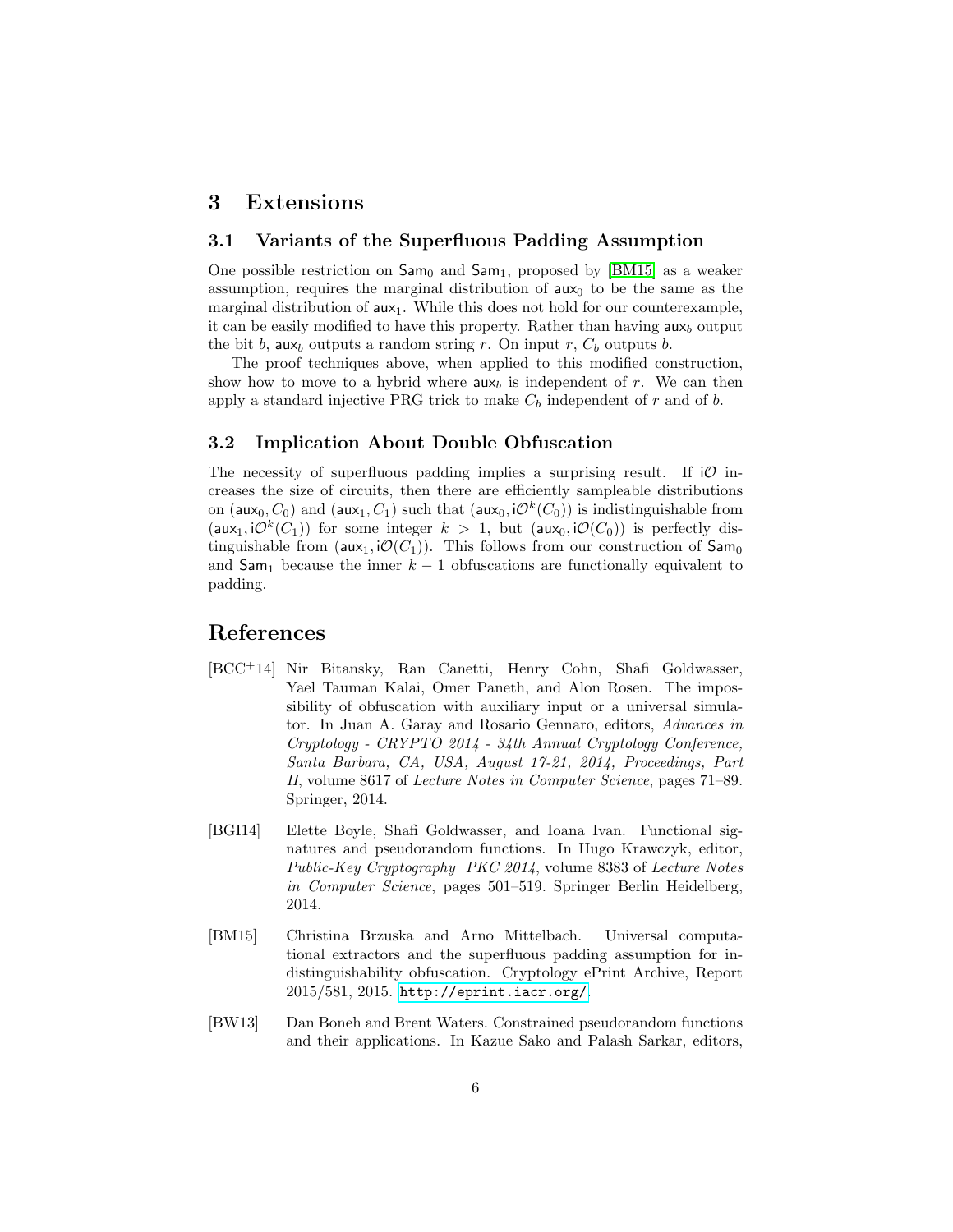## 3 Extensions

### 3.1 Variants of the Superfluous Padding Assumption

One possible restriction on $\mathsf{Sam}_0$ and $\mathsf{Sam}_1$, proposed by [BM15] as a weaker assumption, requires the marginal distribution of $\mathsf{aux}_0$ to be the same as the marginal distribution of $\mathsf{aux}_1$. While this does not hold for our counterexample, it can be easily modified to have this property. Rather than having $\mathsf{aux}_b$ output the bit $b$, $\mathsf{aux}_b$ outputs a random string $r$. On input $r$, $C_b$ outputs $b$.

The proof techniques above, when applied to this modified construction, show how to move to a hybrid where $\mathsf{aux}_b$ is independent of $r$. We can then apply a standard injective PRG trick to make $C_b$ independent of $r$ and of $b$.

### 3.2 Implication About Double Obfuscation

The necessity of superfluous padding implies a surprising result. If $\mathsf{i}\mathcal{O}$ increases the size of circuits, then there are efficiently sampleable distributions on $(\mathsf{aux}_0, C_0)$ and $(\mathsf{aux}_1, C_1)$ such that $(\mathsf{aux}_0, \mathsf{i}\mathcal{O}^k(C_0))$ is indistinguishable from $(\mathsf{aux}_1, \mathsf{i}\mathcal{O}^k(C_1))$ for some integer $k > 1$, but $(\mathsf{aux}_0, \mathsf{i}\mathcal{O}(C_0))$ is perfectly distinguishable from $(\mathsf{aux}_1, \mathsf{i}\mathcal{O}(C_1))$. This follows from our construction of $\mathsf{Sam}_0$ and $\mathsf{Sam}_1$ because the inner $k-1$ obfuscations are functionally equivalent to padding.

## References

[BCC+14] Nir Bitansky, Ran Canetti, Henry Cohn, Shafi Goldwasser, Yael Tauman Kalai, Omer Paneth, and Alon Rosen. The impossibility of obfuscation with auxiliary input or a universal simulator. In Juan A. Garay and Rosario Gennaro, editors, *Advances in Cryptology - CRYPTO 2014 - 34th Annual Cryptology Conference, Santa Barbara, CA, USA, August 17-21, 2014, Proceedings, Part II*, volume 8617 of *Lecture Notes in Computer Science*, pages 71–89. Springer, 2014.

[BGI14] Elette Boyle, Shafi Goldwasser, and Ioana Ivan. Functional signatures and pseudorandom functions. In Hugo Krawczyk, editor, *Public-Key Cryptography PKC 2014*, volume 8383 of *Lecture Notes in Computer Science*, pages 501–519. Springer Berlin Heidelberg, 2014.

[BM15] Christina Brzuska and Arno Mittelbach. Universal computational extractors and the superfluous padding assumption for indistinguishability obfuscation. Cryptology ePrint Archive, Report 2015/581, 2015. http://eprint.iacr.org/.

[BW13] Dan Boneh and Brent Waters. Constrained pseudorandom functions and their applications. In Kazue Sako and Palash Sarkar, editors,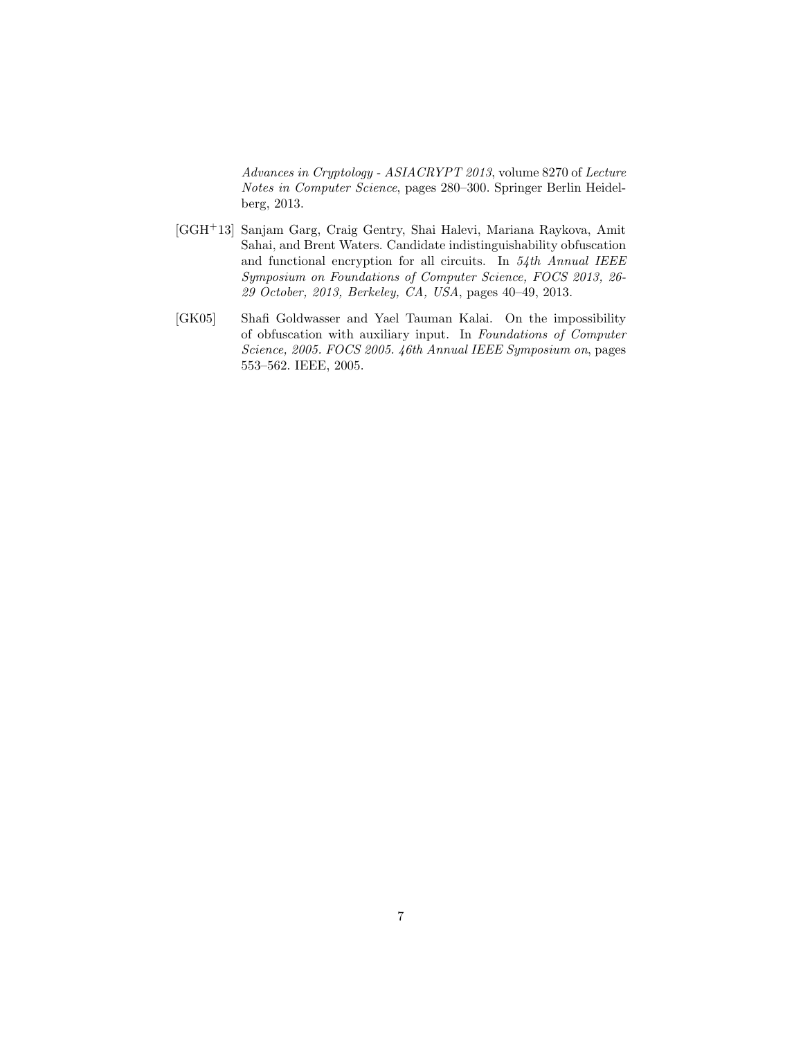*Advances in Cryptology - ASIACRYPT 2013*, volume 8270 of *Lecture Notes in Computer Science*, pages 280–300. Springer Berlin Heidelberg, 2013.

[GGH+13] Sanjam Garg, Craig Gentry, Shai Halevi, Mariana Raykova, Amit Sahai, and Brent Waters. Candidate indistinguishability obfuscation and functional encryption for all circuits. In *54th Annual IEEE Symposium on Foundations of Computer Science, FOCS 2013, 26-29 October, 2013, Berkeley, CA, USA*, pages 40–49, 2013.

[GK05] Shafi Goldwasser and Yael Tauman Kalai. On the impossibility of obfuscation with auxiliary input. In *Foundations of Computer Science, 2005. FOCS 2005. 46th Annual IEEE Symposium on*, pages 553–562. IEEE, 2005.